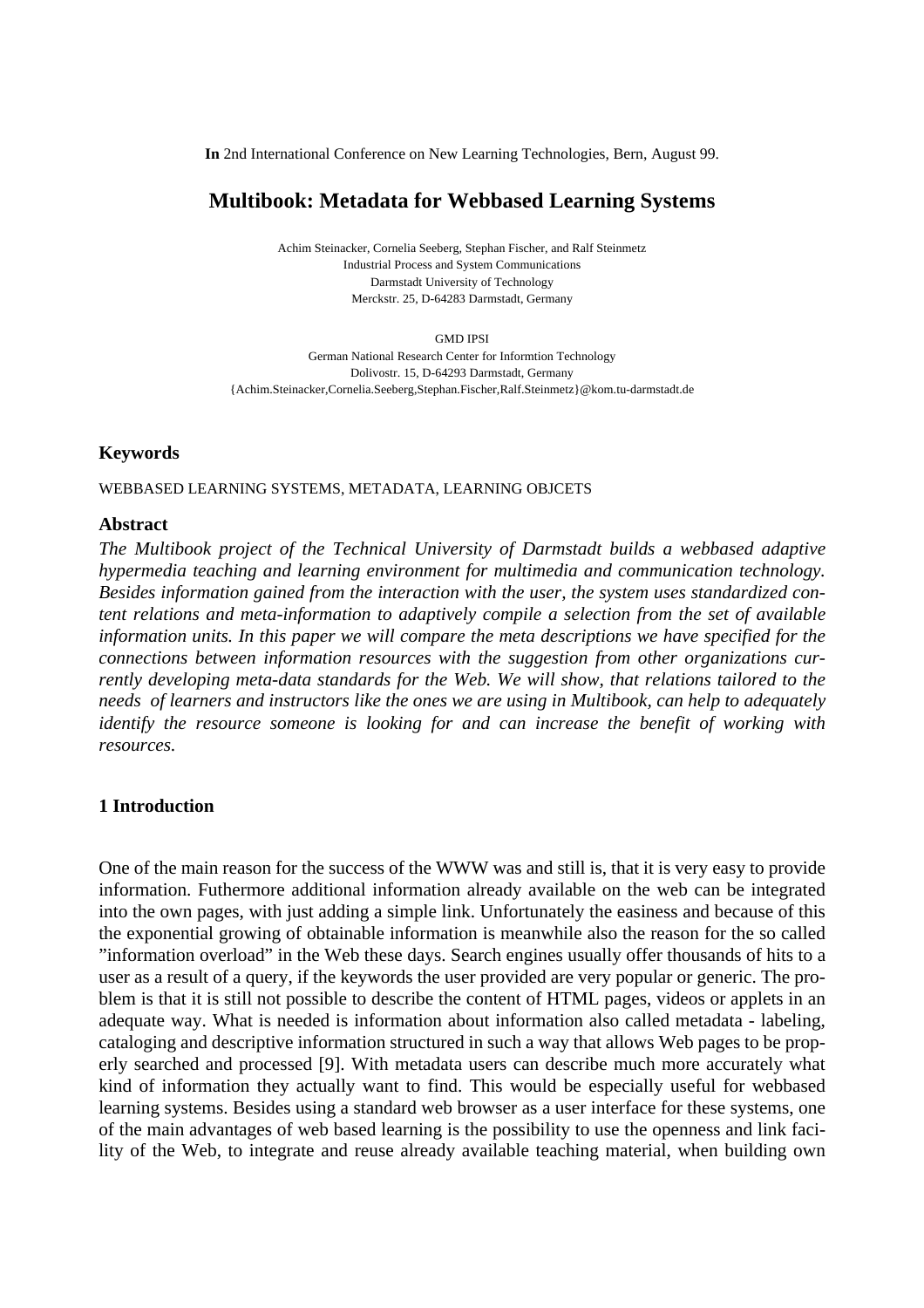**In** 2nd International Conference on New Learning Technologies, Bern, August 99.

# Multibook: Metadata for Webbased Learning Systems

Achim Steinacker, Cornelia Seeberg, Stephan Fischer, and Ralf Steinmetz
Industrial Process and System Communications
Darmstadt University of Technology
Merckstr. 25, D-64283 Darmstadt, Germany

GMD IPSI
German National Research Center for Informtion Technology
Dolivostr. 15, D-64293 Darmstadt, Germany
{Achim.Steinacker,Cornelia.Seeberg,Stephan.Fischer,Ralf.Steinmetz}@kom.tu-darmstadt.de

### Keywords

WEBBASED LEARNING SYSTEMS, METADATA, LEARNING OBJCETS

### Abstract

*The Multibook project of the Technical University of Darmstadt builds a webbased adaptive hypermedia teaching and learning environment for multimedia and communication technology. Besides information gained from the interaction with the user, the system uses standardized content relations and meta-information to adaptively compile a selection from the set of available information units. In this paper we will compare the meta descriptions we have specified for the connections between information resources with the suggestion from other organizations currently developing meta-data standards for the Web. We will show, that relations tailored to the needs of learners and instructors like the ones we are using in Multibook, can help to adequately identify the resource someone is looking for and can increase the benefit of working with resources.*

## 1 Introduction

One of the main reason for the success of the WWW was and still is, that it is very easy to provide information. Futhermore additional information already available on the web can be integrated into the own pages, with just adding a simple link. Unfortunately the easiness and because of this the exponential growing of obtainable information is meanwhile also the reason for the so called "information overload" in the Web these days. Search engines usually offer thousands of hits to a user as a result of a query, if the keywords the user provided are very popular or generic. The problem is that it is still not possible to describe the content of HTML pages, videos or applets in an adequate way. What is needed is information about information also called metadata - labeling, cataloging and descriptive information structured in such a way that allows Web pages to be properly searched and processed [9]. With metadata users can describe much more accurately what kind of information they actually want to find. This would be especially useful for webbased learning systems. Besides using a standard web browser as a user interface for these systems, one of the main advantages of web based learning is the possibility to use the openness and link facility of the Web, to integrate and reuse already available teaching material, when building own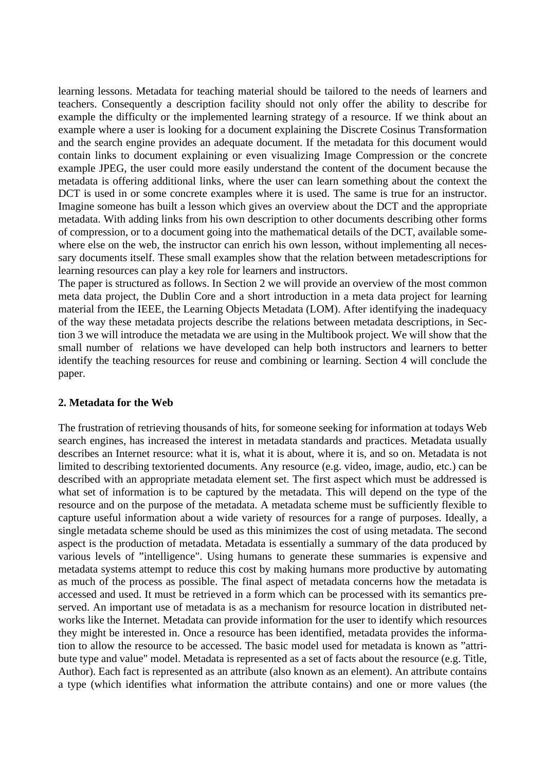learning lessons. Metadata for teaching material should be tailored to the needs of learners and teachers. Consequently a description facility should not only offer the ability to describe for example the difficulty or the implemented learning strategy of a resource. If we think about an example where a user is looking for a document explaining the Discrete Cosinus Transformation and the search engine provides an adequate document. If the metadata for this document would contain links to document explaining or even visualizing Image Compression or the concrete example JPEG, the user could more easily understand the content of the document because the metadata is offering additional links, where the user can learn something about the context the DCT is used in or some concrete examples where it is used. The same is true for an instructor. Imagine someone has built a lesson which gives an overview about the DCT and the appropriate metadata. With adding links from his own description to other documents describing other forms of compression, or to a document going into the mathematical details of the DCT, available somewhere else on the web, the instructor can enrich his own lesson, without implementing all necessary documents itself. These small examples show that the relation between metadescriptions for learning resources can play a key role for learners and instructors.

The paper is structured as follows. In Section 2 we will provide an overview of the most common meta data project, the Dublin Core and a short introduction in a meta data project for learning material from the IEEE, the Learning Objects Metadata (LOM). After identifying the inadequacy of the way these metadata projects describe the relations between metadata descriptions, in Section 3 we will introduce the metadata we are using in the Multibook project. We will show that the small number of relations we have developed can help both instructors and learners to better identify the teaching resources for reuse and combining or learning. Section 4 will conclude the paper.

## 2. Metadata for the Web

The frustration of retrieving thousands of hits, for someone seeking for information at todays Web search engines, has increased the interest in metadata standards and practices. Metadata usually describes an Internet resource: what it is, what it is about, where it is, and so on. Metadata is not limited to describing textoriented documents. Any resource (e.g. video, image, audio, etc.) can be described with an appropriate metadata element set. The first aspect which must be addressed is what set of information is to be captured by the metadata. This will depend on the type of the resource and on the purpose of the metadata. A metadata scheme must be sufficiently flexible to capture useful information about a wide variety of resources for a range of purposes. Ideally, a single metadata scheme should be used as this minimizes the cost of using metadata. The second aspect is the production of metadata. Metadata is essentially a summary of the data produced by various levels of "intelligence". Using humans to generate these summaries is expensive and metadata systems attempt to reduce this cost by making humans more productive by automating as much of the process as possible. The final aspect of metadata concerns how the metadata is accessed and used. It must be retrieved in a form which can be processed with its semantics preserved. An important use of metadata is as a mechanism for resource location in distributed networks like the Internet. Metadata can provide information for the user to identify which resources they might be interested in. Once a resource has been identified, metadata provides the information to allow the resource to be accessed. The basic model used for metadata is known as "attribute type and value" model. Metadata is represented as a set of facts about the resource (e.g. Title, Author). Each fact is represented as an attribute (also known as an element). An attribute contains a type (which identifies what information the attribute contains) and one or more values (the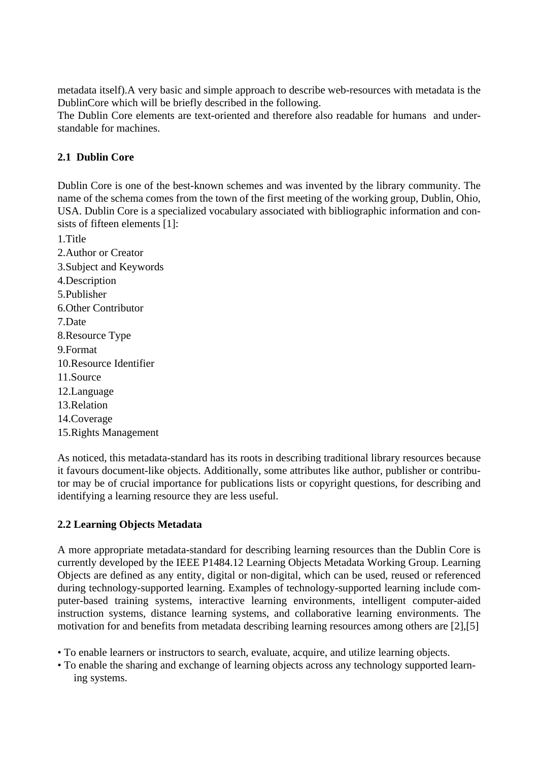metadata itself).A very basic and simple approach to describe web-resources with metadata is the DublinCore which will be briefly described in the following.
The Dublin Core elements are text-oriented and therefore also readable for humans and understandable for machines.

### 2.1 Dublin Core

Dublin Core is one of the best-known schemes and was invented by the library community. The name of the schema comes from the town of the first meeting of the working group, Dublin, Ohio, USA. Dublin Core is a specialized vocabulary associated with bibliographic information and consists of fifteen elements [1]:

1.Title
2.Author or Creator
3.Subject and Keywords
4.Description
5.Publisher
6.Other Contributor
7.Date
8.Resource Type
9.Format
10.Resource Identifier
11.Source
12.Language
13.Relation
14.Coverage
15.Rights Management

As noticed, this metadata-standard has its roots in describing traditional library resources because it favours document-like objects. Additionally, some attributes like author, publisher or contributor may be of crucial importance for publications lists or copyright questions, for describing and identifying a learning resource they are less useful.

### 2.2 Learning Objects Metadata

A more appropriate metadata-standard for describing learning resources than the Dublin Core is currently developed by the IEEE P1484.12 Learning Objects Metadata Working Group. Learning Objects are defined as any entity, digital or non-digital, which can be used, reused or referenced during technology-supported learning. Examples of technology-supported learning include computer-based training systems, interactive learning environments, intelligent computer-aided instruction systems, distance learning systems, and collaborative learning environments. The motivation for and benefits from metadata describing learning resources among others are [2],[5]

- To enable learners or instructors to search, evaluate, acquire, and utilize learning objects.
- To enable the sharing and exchange of learning objects across any technology supported learning systems.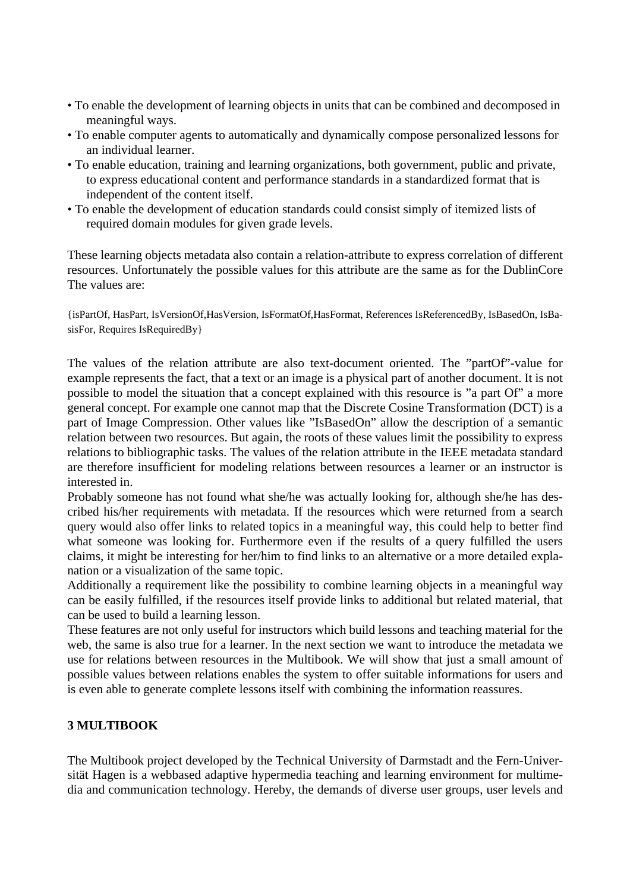- To enable the development of learning objects in units that can be combined and decomposed in meaningful ways.
- To enable computer agents to automatically and dynamically compose personalized lessons for an individual learner.
- To enable education, training and learning organizations, both government, public and private, to express educational content and performance standards in a standardized format that is independent of the content itself.
- To enable the development of education standards could consist simply of itemized lists of required domain modules for given grade levels.

These learning objects metadata also contain a relation-attribute to express correlation of different resources. Unfortunately the possible values for this attribute are the same as for the DublinCore The values are:

{isPartOf, HasPart, IsVersionOf,HasVersion, IsFormatOf,HasFormat, References IsReferencedBy, IsBasedOn, IsBasisFor, Requires IsRequiredBy}

The values of the relation attribute are also text-document oriented. The "partOf"-value for example represents the fact, that a text or an image is a physical part of another document. It is not possible to model the situation that a concept explained with this resource is "a part Of" a more general concept. For example one cannot map that the Discrete Cosine Transformation (DCT) is a part of Image Compression. Other values like "IsBasedOn" allow the description of a semantic relation between two resources. But again, the roots of these values limit the possibility to express relations to bibliographic tasks. The values of the relation attribute in the IEEE metadata standard are therefore insufficient for modeling relations between resources a learner or an instructor is interested in.
Probably someone has not found what she/he was actually looking for, although she/he has described his/her requirements with metadata. If the resources which were returned from a search query would also offer links to related topics in a meaningful way, this could help to better find what someone was looking for. Furthermore even if the results of a query fulfilled the users claims, it might be interesting for her/him to find links to an alternative or a more detailed explanation or a visualization of the same topic.
Additionally a requirement like the possibility to combine learning objects in a meaningful way can be easily fulfilled, if the resources itself provide links to additional but related material, that can be used to build a learning lesson.
These features are not only useful for instructors which build lessons and teaching material for the web, the same is also true for a learner. In the next section we want to introduce the metadata we use for relations between resources in the Multibook. We will show that just a small amount of possible values between relations enables the system to offer suitable informations for users and is even able to generate complete lessons itself with combining the information reassures.

## 3 MULTIBOOK

The Multibook project developed by the Technical University of Darmstadt and the Fern-Universität Hagen is a webbased adaptive hypermedia teaching and learning environment for multimedia and communication technology. Hereby, the demands of diverse user groups, user levels and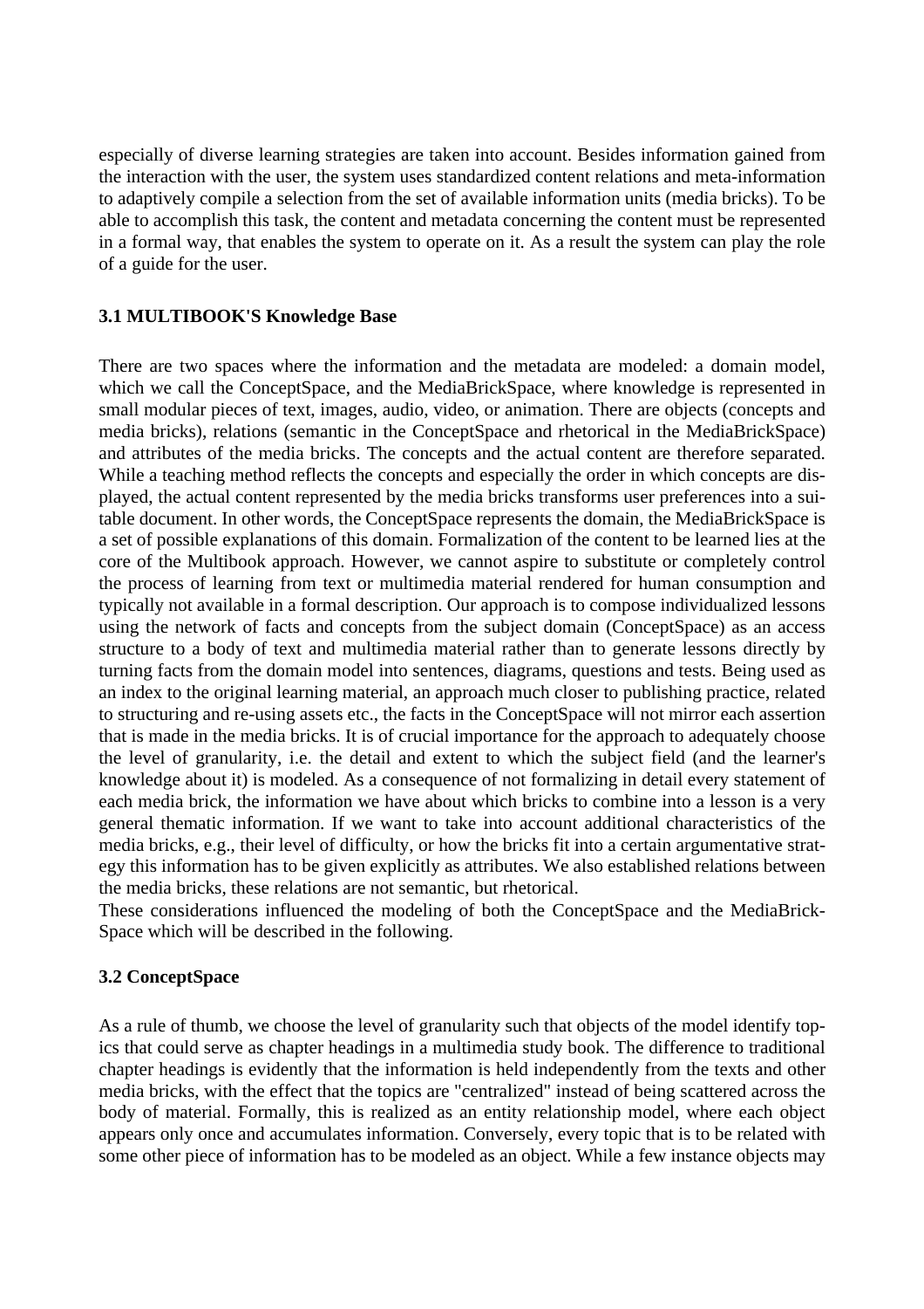especially of diverse learning strategies are taken into account. Besides information gained from the interaction with the user, the system uses standardized content relations and meta-information to adaptively compile a selection from the set of available information units (media bricks). To be able to accomplish this task, the content and metadata concerning the content must be represented in a formal way, that enables the system to operate on it. As a result the system can play the role of a guide for the user.

### 3.1 MULTIBOOK'S Knowledge Base

There are two spaces where the information and the metadata are modeled: a domain model, which we call the ConceptSpace, and the MediaBrickSpace, where knowledge is represented in small modular pieces of text, images, audio, video, or animation. There are objects (concepts and media bricks), relations (semantic in the ConceptSpace and rhetorical in the MediaBrickSpace) and attributes of the media bricks. The concepts and the actual content are therefore separated. While a teaching method reflects the concepts and especially the order in which concepts are displayed, the actual content represented by the media bricks transforms user preferences into a suitable document. In other words, the ConceptSpace represents the domain, the MediaBrickSpace is a set of possible explanations of this domain. Formalization of the content to be learned lies at the core of the Multibook approach. However, we cannot aspire to substitute or completely control the process of learning from text or multimedia material rendered for human consumption and typically not available in a formal description. Our approach is to compose individualized lessons using the network of facts and concepts from the subject domain (ConceptSpace) as an access structure to a body of text and multimedia material rather than to generate lessons directly by turning facts from the domain model into sentences, diagrams, questions and tests. Being used as an index to the original learning material, an approach much closer to publishing practice, related to structuring and re-using assets etc., the facts in the ConceptSpace will not mirror each assertion that is made in the media bricks. It is of crucial importance for the approach to adequately choose the level of granularity, i.e. the detail and extent to which the subject field (and the learner's knowledge about it) is modeled. As a consequence of not formalizing in detail every statement of each media brick, the information we have about which bricks to combine into a lesson is a very general thematic information. If we want to take into account additional characteristics of the media bricks, e.g., their level of difficulty, or how the bricks fit into a certain argumentative strategy this information has to be given explicitly as attributes. We also established relations between the media bricks, these relations are not semantic, but rhetorical.
These considerations influenced the modeling of both the ConceptSpace and the MediaBrickSpace which will be described in the following.

### 3.2 ConceptSpace

As a rule of thumb, we choose the level of granularity such that objects of the model identify topics that could serve as chapter headings in a multimedia study book. The difference to traditional chapter headings is evidently that the information is held independently from the texts and other media bricks, with the effect that the topics are "centralized" instead of being scattered across the body of material. Formally, this is realized as an entity relationship model, where each object appears only once and accumulates information. Conversely, every topic that is to be related with some other piece of information has to be modeled as an object. While a few instance objects may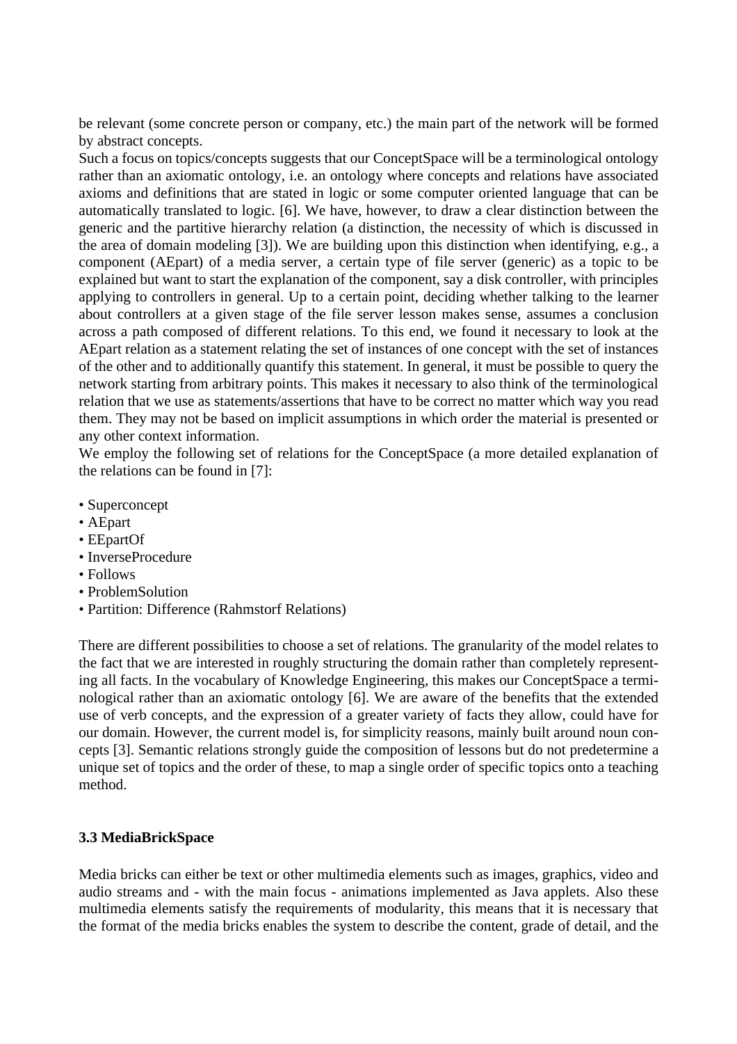be relevant (some concrete person or company, etc.) the main part of the network will be formed by abstract concepts.

Such a focus on topics/concepts suggests that our ConceptSpace will be a terminological ontology rather than an axiomatic ontology, i.e. an ontology where concepts and relations have associated axioms and definitions that are stated in logic or some computer oriented language that can be automatically translated to logic. [6]. We have, however, to draw a clear distinction between the generic and the partitive hierarchy relation (a distinction, the necessity of which is discussed in the area of domain modeling [3]). We are building upon this distinction when identifying, e.g., a component (AEpart) of a media server, a certain type of file server (generic) as a topic to be explained but want to start the explanation of the component, say a disk controller, with principles applying to controllers in general. Up to a certain point, deciding whether talking to the learner about controllers at a given stage of the file server lesson makes sense, assumes a conclusion across a path composed of different relations. To this end, we found it necessary to look at the AEpart relation as a statement relating the set of instances of one concept with the set of instances of the other and to additionally quantify this statement. In general, it must be possible to query the network starting from arbitrary points. This makes it necessary to also think of the terminological relation that we use as statements/assertions that have to be correct no matter which way you read them. They may not be based on implicit assumptions in which order the material is presented or any other context information.

We employ the following set of relations for the ConceptSpace (a more detailed explanation of the relations can be found in [7]:

- Superconcept
- AEpart
- EEpartOf
- InverseProcedure
- Follows
- ProblemSolution
- Partition: Difference (Rahmstorf Relations)

There are different possibilities to choose a set of relations. The granularity of the model relates to the fact that we are interested in roughly structuring the domain rather than completely representing all facts. In the vocabulary of Knowledge Engineering, this makes our ConceptSpace a terminological rather than an axiomatic ontology [6]. We are aware of the benefits that the extended use of verb concepts, and the expression of a greater variety of facts they allow, could have for our domain. However, the current model is, for simplicity reasons, mainly built around noun concepts [3]. Semantic relations strongly guide the composition of lessons but do not predetermine a unique set of topics and the order of these, to map a single order of specific topics onto a teaching method.

### 3.3 MediaBrickSpace

Media bricks can either be text or other multimedia elements such as images, graphics, video and audio streams and - with the main focus - animations implemented as Java applets. Also these multimedia elements satisfy the requirements of modularity, this means that it is necessary that the format of the media bricks enables the system to describe the content, grade of detail, and the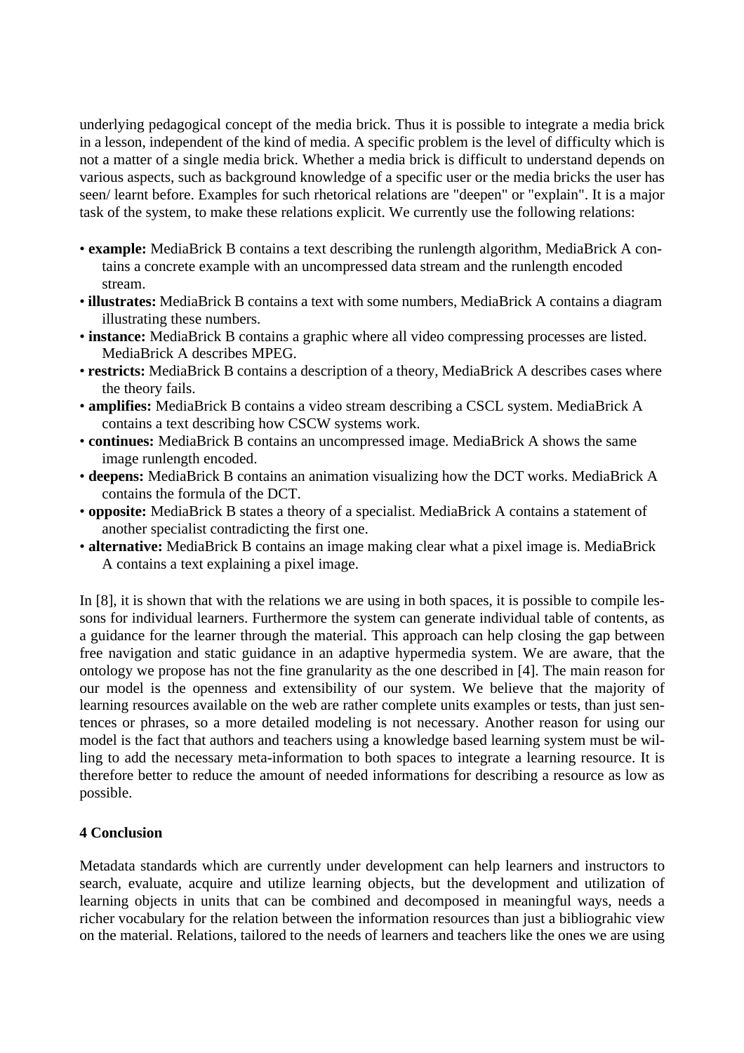underlying pedagogical concept of the media brick. Thus it is possible to integrate a media brick in a lesson, independent of the kind of media. A specific problem is the level of difficulty which is not a matter of a single media brick. Whether a media brick is difficult to understand depends on various aspects, such as background knowledge of a specific user or the media bricks the user has seen/ learnt before. Examples for such rhetorical relations are "deepen" or "explain". It is a major task of the system, to make these relations explicit. We currently use the following relations:

- **example:** MediaBrick B contains a text describing the runlength algorithm, MediaBrick A contains a concrete example with an uncompressed data stream and the runlength encoded stream.
- **illustrates:** MediaBrick B contains a text with some numbers, MediaBrick A contains a diagram illustrating these numbers.
- **instance:** MediaBrick B contains a graphic where all video compressing processes are listed. MediaBrick A describes MPEG.
- **restricts:** MediaBrick B contains a description of a theory, MediaBrick A describes cases where the theory fails.
- **amplifies:** MediaBrick B contains a video stream describing a CSCL system. MediaBrick A contains a text describing how CSCW systems work.
- **continues:** MediaBrick B contains an uncompressed image. MediaBrick A shows the same image runlength encoded.
- **deepens:** MediaBrick B contains an animation visualizing how the DCT works. MediaBrick A contains the formula of the DCT.
- **opposite:** MediaBrick B states a theory of a specialist. MediaBrick A contains a statement of another specialist contradicting the first one.
- **alternative:** MediaBrick B contains an image making clear what a pixel image is. MediaBrick A contains a text explaining a pixel image.

In [8], it is shown that with the relations we are using in both spaces, it is possible to compile lessons for individual learners. Furthermore the system can generate individual table of contents, as a guidance for the learner through the material. This approach can help closing the gap between free navigation and static guidance in an adaptive hypermedia system. We are aware, that the ontology we propose has not the fine granularity as the one described in [4]. The main reason for our model is the openness and extensibility of our system. We believe that the majority of learning resources available on the web are rather complete units examples or tests, than just sentences or phrases, so a more detailed modeling is not necessary. Another reason for using our model is the fact that authors and teachers using a knowledge based learning system must be willing to add the necessary meta-information to both spaces to integrate a learning resource. It is therefore better to reduce the amount of needed informations for describing a resource as low as possible.

## 4 Conclusion

Metadata standards which are currently under development can help learners and instructors to search, evaluate, acquire and utilize learning objects, but the development and utilization of learning objects in units that can be combined and decomposed in meaningful ways, needs a richer vocabulary for the relation between the information resources than just a bibliograhic view on the material. Relations, tailored to the needs of learners and teachers like the ones we are using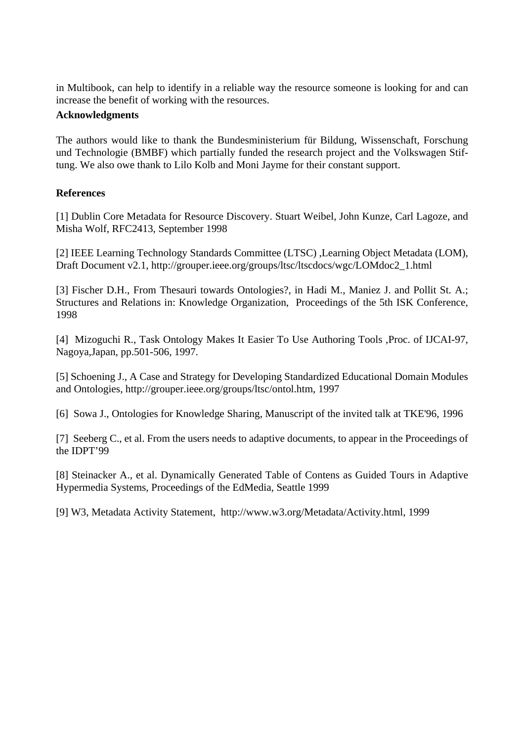in Multibook, can help to identify in a reliable way the resource someone is looking for and can increase the benefit of working with the resources.

## Acknowledgments

The authors would like to thank the Bundesministerium für Bildung, Wissenschaft, Forschung und Technologie (BMBF) which partially funded the research project and the Volkswagen Stiftung. We also owe thank to Lilo Kolb and Moni Jayme for their constant support.

## References

[1] Dublin Core Metadata for Resource Discovery. Stuart Weibel, John Kunze, Carl Lagoze, and Misha Wolf, RFC2413, September 1998

[2] IEEE Learning Technology Standards Committee (LTSC) ,Learning Object Metadata (LOM), Draft Document v2.1, http://grouper.ieee.org/groups/ltsc/ltscdocs/wgc/LOMdoc2_1.html

[3] Fischer D.H., From Thesauri towards Ontologies?, in Hadi M., Maniez J. and Pollit St. A.; Structures and Relations in: Knowledge Organization, Proceedings of the 5th ISK Conference, 1998

[4] Mizoguchi R., Task Ontology Makes It Easier To Use Authoring Tools ,Proc. of IJCAI-97, Nagoya,Japan, pp.501-506, 1997.

[5] Schoening J., A Case and Strategy for Developing Standardized Educational Domain Modules and Ontologies, http://grouper.ieee.org/groups/ltsc/ontol.htm, 1997

[6] Sowa J., Ontologies for Knowledge Sharing, Manuscript of the invited talk at TKE'96, 1996

[7] Seeberg C., et al. From the users needs to adaptive documents, to appear in the Proceedings of the IDPT'99

[8] Steinacker A., et al. Dynamically Generated Table of Contens as Guided Tours in Adaptive Hypermedia Systems, Proceedings of the EdMedia, Seattle 1999

[9] W3, Metadata Activity Statement, http://www.w3.org/Metadata/Activity.html, 1999